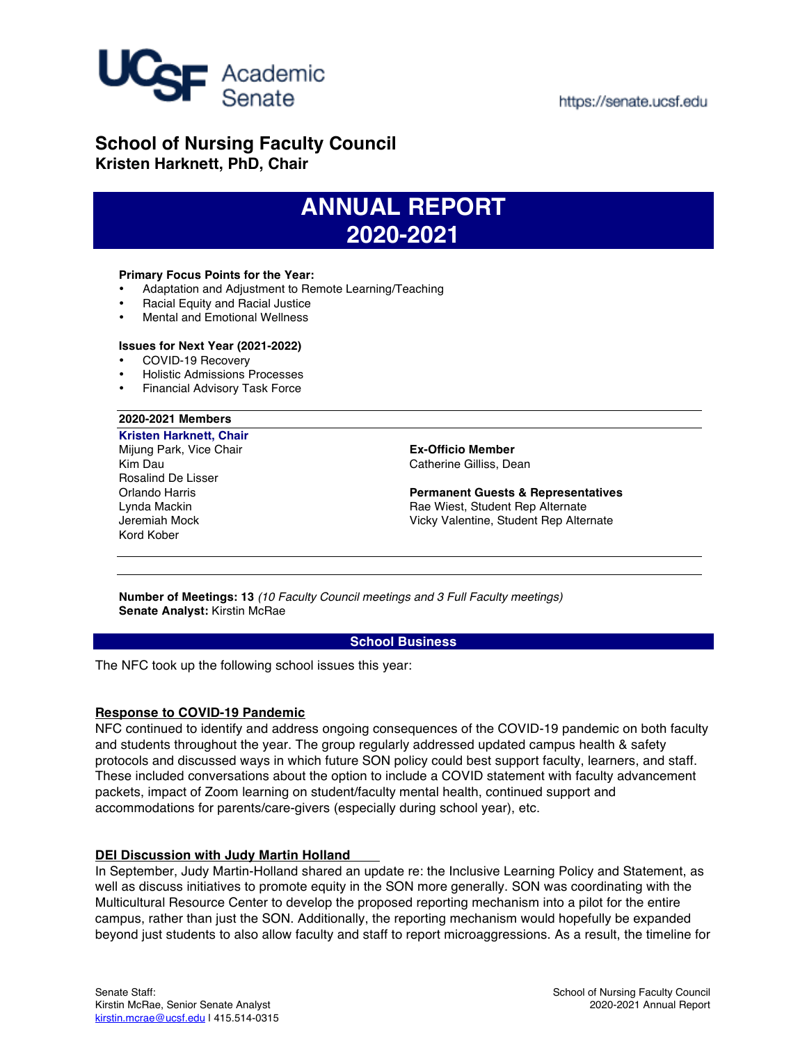UCSF Academic Senate

https://senate.ucsf.edu

# School of Nursing Faculty Council

**Kristen Harknett, PhD, Chair**

## ANNUAL REPORT 2020-2021

**Primary Focus Points for the Year:**

- Adaptation and Adjustment to Remote Learning/Teaching
- Racial Equity and Racial Justice
- Mental and Emotional Wellness

**Issues for Next Year (2021-2022)**

- COVID-19 Recovery
- Holistic Admissions Processes
- Financial Advisory Task Force

**2020-2021 Members**

**Kristen Harknett, Chair**
Mijung Park, Vice Chair
Kim Dau
Rosalind De Lisser
Orlando Harris
Lynda Mackin
Jeremiah Mock
Kord Kober

**Ex-Officio Member**
Catherine Gilliss, Dean

**Permanent Guests & Representatives**
Rae Wiest, Student Rep Alternate
Vicky Valentine, Student Rep Alternate

**Number of Meetings: 13** *(10 Faculty Council meetings and 3 Full Faculty meetings)*
**Senate Analyst:** Kirstin McRae

## School Business

The NFC took up the following school issues this year:

### Response to COVID-19 Pandemic

NFC continued to identify and address ongoing consequences of the COVID-19 pandemic on both faculty and students throughout the year. The group regularly addressed updated campus health & safety protocols and discussed ways in which future SON policy could best support faculty, learners, and staff. These included conversations about the option to include a COVID statement with faculty advancement packets, impact of Zoom learning on student/faculty mental health, continued support and accommodations for parents/care-givers (especially during school year), etc.

### DEI Discussion with Judy Martin Holland

In September, Judy Martin-Holland shared an update re: the Inclusive Learning Policy and Statement, as well as discuss initiatives to promote equity in the SON more generally. SON was coordinating with the Multicultural Resource Center to develop the proposed reporting mechanism into a pilot for the entire campus, rather than just the SON. Additionally, the reporting mechanism would hopefully be expanded beyond just students to also allow faculty and staff to report microaggressions. As a result, the timeline for

Senate Staff:
Kirstin McRae, Senior Senate Analyst
kirstin.mcrae@ucsf.edu | 415.514-0315

School of Nursing Faculty Council
2020-2021 Annual Report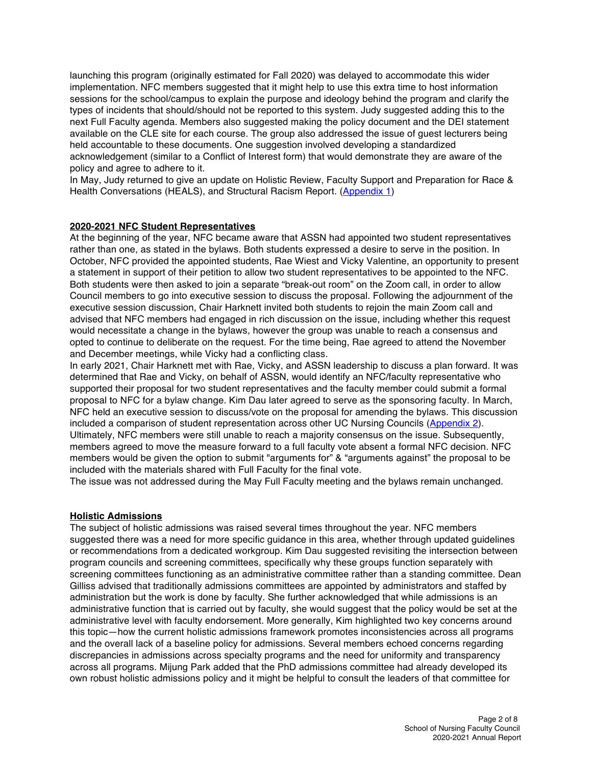launching this program (originally estimated for Fall 2020) was delayed to accommodate this wider implementation. NFC members suggested that it might help to use this extra time to host information sessions for the school/campus to explain the purpose and ideology behind the program and clarify the types of incidents that should/should not be reported to this system. Judy suggested adding this to the next Full Faculty agenda. Members also suggested making the policy document and the DEI statement available on the CLE site for each course. The group also addressed the issue of guest lecturers being held accountable to these documents. One suggestion involved developing a standardized acknowledgement (similar to a Conflict of Interest form) that would demonstrate they are aware of the policy and agree to adhere to it.
In May, Judy returned to give an update on Holistic Review, Faculty Support and Preparation for Race & Health Conversations (HEALS), and Structural Racism Report. (Appendix 1)

## 2020-2021 NFC Student Representatives

At the beginning of the year, NFC became aware that ASSN had appointed two student representatives rather than one, as stated in the bylaws. Both students expressed a desire to serve in the position. In October, NFC provided the appointed students, Rae Wiest and Vicky Valentine, an opportunity to present a statement in support of their petition to allow two student representatives to be appointed to the NFC. Both students were then asked to join a separate "break-out room" on the Zoom call, in order to allow Council members to go into executive session to discuss the proposal. Following the adjournment of the executive session discussion, Chair Harknett invited both students to rejoin the main Zoom call and advised that NFC members had engaged in rich discussion on the issue, including whether this request would necessitate a change in the bylaws, however the group was unable to reach a consensus and opted to continue to deliberate on the request. For the time being, Rae agreed to attend the November and December meetings, while Vicky had a conflicting class.
In early 2021, Chair Harknett met with Rae, Vicky, and ASSN leadership to discuss a plan forward. It was determined that Rae and Vicky, on behalf of ASSN, would identify an NFC/faculty representative who supported their proposal for two student representatives and the faculty member could submit a formal proposal to NFC for a bylaw change. Kim Dau later agreed to serve as the sponsoring faculty. In March, NFC held an executive session to discuss/vote on the proposal for amending the bylaws. This discussion included a comparison of student representation across other UC Nursing Councils (Appendix 2). Ultimately, NFC members were still unable to reach a majority consensus on the issue. Subsequently, members agreed to move the measure forward to a full faculty vote absent a formal NFC decision. NFC members would be given the option to submit "arguments for" & "arguments against" the proposal to be included with the materials shared with Full Faculty for the final vote.
The issue was not addressed during the May Full Faculty meeting and the bylaws remain unchanged.

## Holistic Admissions

The subject of holistic admissions was raised several times throughout the year. NFC members suggested there was a need for more specific guidance in this area, whether through updated guidelines or recommendations from a dedicated workgroup. Kim Dau suggested revisiting the intersection between program councils and screening committees, specifically why these groups function separately with screening committees functioning as an administrative committee rather than a standing committee. Dean Gilliss advised that traditionally admissions committees are appointed by administrators and staffed by administration but the work is done by faculty. She further acknowledged that while admissions is an administrative function that is carried out by faculty, she would suggest that the policy would be set at the administrative level with faculty endorsement. More generally, Kim highlighted two key concerns around this topic—how the current holistic admissions framework promotes inconsistencies across all programs and the overall lack of a baseline policy for admissions. Several members echoed concerns regarding discrepancies in admissions across specialty programs and the need for uniformity and transparency across all programs. Mijung Park added that the PhD admissions committee had already developed its own robust holistic admissions policy and it might be helpful to consult the leaders of that committee for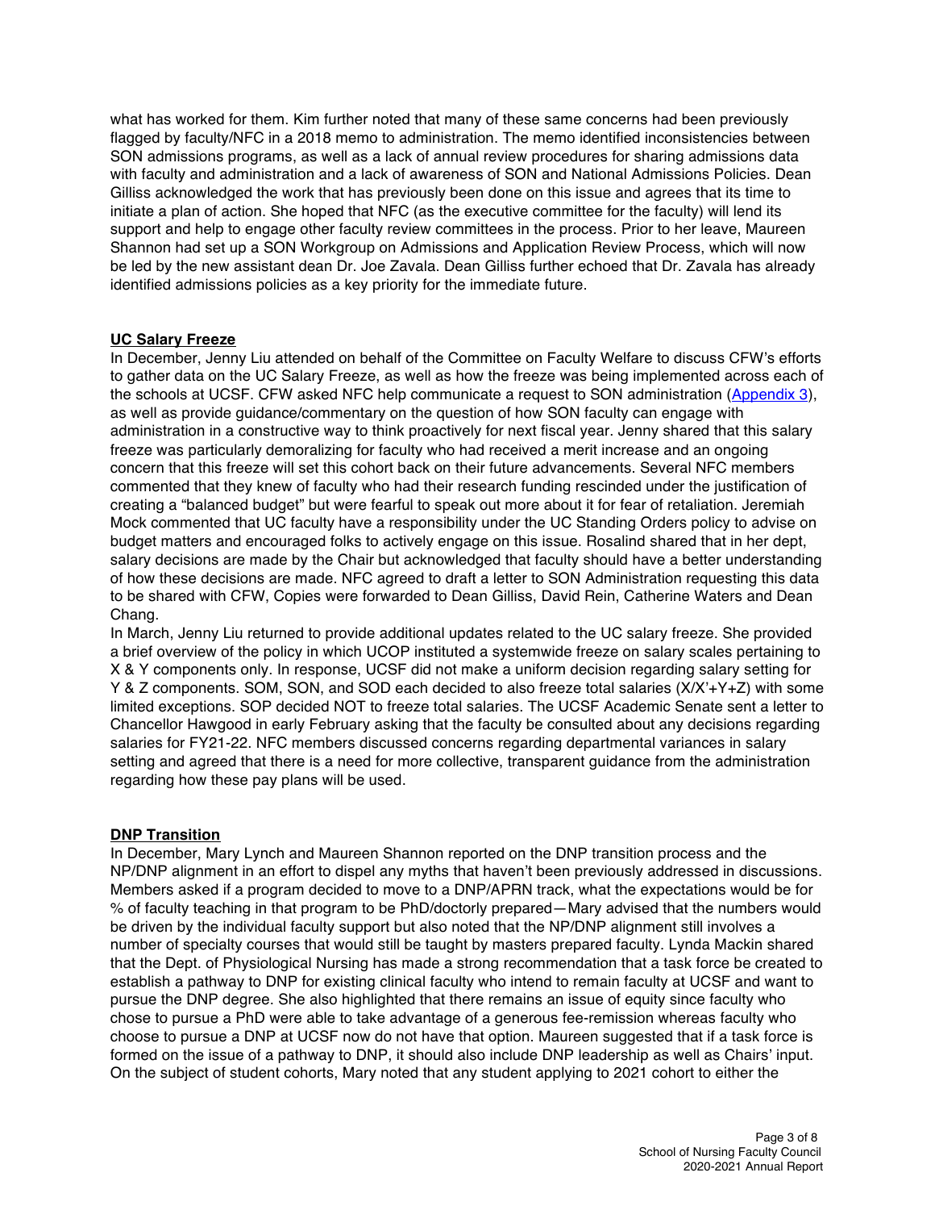what has worked for them. Kim further noted that many of these same concerns had been previously flagged by faculty/NFC in a 2018 memo to administration. The memo identified inconsistencies between SON admissions programs, as well as a lack of annual review procedures for sharing admissions data with faculty and administration and a lack of awareness of SON and National Admissions Policies. Dean Gilliss acknowledged the work that has previously been done on this issue and agrees that its time to initiate a plan of action. She hoped that NFC (as the executive committee for the faculty) will lend its support and help to engage other faculty review committees in the process. Prior to her leave, Maureen Shannon had set up a SON Workgroup on Admissions and Application Review Process, which will now be led by the new assistant dean Dr. Joe Zavala. Dean Gilliss further echoed that Dr. Zavala has already identified admissions policies as a key priority for the immediate future.

**UC Salary Freeze**

In December, Jenny Liu attended on behalf of the Committee on Faculty Welfare to discuss CFW's efforts to gather data on the UC Salary Freeze, as well as how the freeze was being implemented across each of the schools at UCSF. CFW asked NFC help communicate a request to SON administration (Appendix 3), as well as provide guidance/commentary on the question of how SON faculty can engage with administration in a constructive way to think proactively for next fiscal year. Jenny shared that this salary freeze was particularly demoralizing for faculty who had received a merit increase and an ongoing concern that this freeze will set this cohort back on their future advancements. Several NFC members commented that they knew of faculty who had their research funding rescinded under the justification of creating a "balanced budget" but were fearful to speak out more about it for fear of retaliation. Jeremiah Mock commented that UC faculty have a responsibility under the UC Standing Orders policy to advise on budget matters and encouraged folks to actively engage on this issue. Rosalind shared that in her dept, salary decisions are made by the Chair but acknowledged that faculty should have a better understanding of how these decisions are made. NFC agreed to draft a letter to SON Administration requesting this data to be shared with CFW, Copies were forwarded to Dean Gilliss, David Rein, Catherine Waters and Dean Chang.

In March, Jenny Liu returned to provide additional updates related to the UC salary freeze. She provided a brief overview of the policy in which UCOP instituted a systemwide freeze on salary scales pertaining to X & Y components only. In response, UCSF did not make a uniform decision regarding salary setting for Y & Z components. SOM, SON, and SOD each decided to also freeze total salaries (X/X'+Y+Z) with some limited exceptions. SOP decided NOT to freeze total salaries. The UCSF Academic Senate sent a letter to Chancellor Hawgood in early February asking that the faculty be consulted about any decisions regarding salaries for FY21-22. NFC members discussed concerns regarding departmental variances in salary setting and agreed that there is a need for more collective, transparent guidance from the administration regarding how these pay plans will be used.

**DNP Transition**

In December, Mary Lynch and Maureen Shannon reported on the DNP transition process and the NP/DNP alignment in an effort to dispel any myths that haven't been previously addressed in discussions. Members asked if a program decided to move to a DNP/APRN track, what the expectations would be for % of faculty teaching in that program to be PhD/doctorly prepared—Mary advised that the numbers would be driven by the individual faculty support but also noted that the NP/DNP alignment still involves a number of specialty courses that would still be taught by masters prepared faculty. Lynda Mackin shared that the Dept. of Physiological Nursing has made a strong recommendation that a task force be created to establish a pathway to DNP for existing clinical faculty who intend to remain faculty at UCSF and want to pursue the DNP degree. She also highlighted that there remains an issue of equity since faculty who chose to pursue a PhD were able to take advantage of a generous fee-remission whereas faculty who choose to pursue a DNP at UCSF now do not have that option. Maureen suggested that if a task force is formed on the issue of a pathway to DNP, it should also include DNP leadership as well as Chairs' input. On the subject of student cohorts, Mary noted that any student applying to 2021 cohort to either the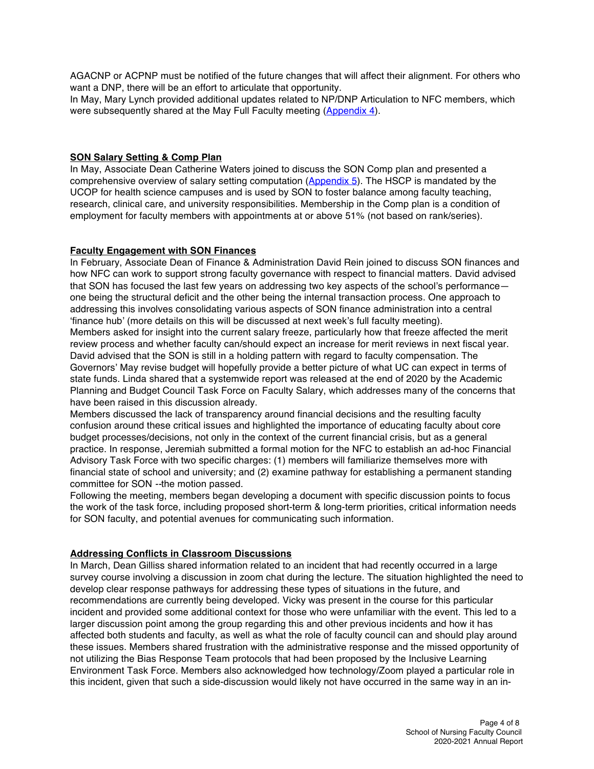AGACNP or ACPNP must be notified of the future changes that will affect their alignment. For others who want a DNP, there will be an effort to articulate that opportunity.
In May, Mary Lynch provided additional updates related to NP/DNP Articulation to NFC members, which were subsequently shared at the May Full Faculty meeting (Appendix 4).

**SON Salary Setting & Comp Plan**

In May, Associate Dean Catherine Waters joined to discuss the SON Comp plan and presented a comprehensive overview of salary setting computation (Appendix 5). The HSCP is mandated by the UCOP for health science campuses and is used by SON to foster balance among faculty teaching, research, clinical care, and university responsibilities. Membership in the Comp plan is a condition of employment for faculty members with appointments at or above 51% (not based on rank/series).

**Faculty Engagement with SON Finances**

In February, Associate Dean of Finance & Administration David Rein joined to discuss SON finances and how NFC can work to support strong faculty governance with respect to financial matters. David advised that SON has focused the last few years on addressing two key aspects of the school's performance—one being the structural deficit and the other being the internal transaction process. One approach to addressing this involves consolidating various aspects of SON finance administration into a central 'finance hub' (more details on this will be discussed at next week's full faculty meeting).
Members asked for insight into the current salary freeze, particularly how that freeze affected the merit review process and whether faculty can/should expect an increase for merit reviews in next fiscal year. David advised that the SON is still in a holding pattern with regard to faculty compensation. The Governors' May revise budget will hopefully provide a better picture of what UC can expect in terms of state funds. Linda shared that a systemwide report was released at the end of 2020 by the Academic Planning and Budget Council Task Force on Faculty Salary, which addresses many of the concerns that have been raised in this discussion already.
Members discussed the lack of transparency around financial decisions and the resulting faculty confusion around these critical issues and highlighted the importance of educating faculty about core budget processes/decisions, not only in the context of the current financial crisis, but as a general practice. In response, Jeremiah submitted a formal motion for the NFC to establish an ad-hoc Financial Advisory Task Force with two specific charges: (1) members will familiarize themselves more with financial state of school and university; and (2) examine pathway for establishing a permanent standing committee for SON --the motion passed.
Following the meeting, members began developing a document with specific discussion points to focus the work of the task force, including proposed short-term & long-term priorities, critical information needs for SON faculty, and potential avenues for communicating such information.

**Addressing Conflicts in Classroom Discussions**

In March, Dean Gilliss shared information related to an incident that had recently occurred in a large survey course involving a discussion in zoom chat during the lecture. The situation highlighted the need to develop clear response pathways for addressing these types of situations in the future, and recommendations are currently being developed. Vicky was present in the course for this particular incident and provided some additional context for those who were unfamiliar with the event. This led to a larger discussion point among the group regarding this and other previous incidents and how it has affected both students and faculty, as well as what the role of faculty council can and should play around these issues. Members shared frustration with the administrative response and the missed opportunity of not utilizing the Bias Response Team protocols that had been proposed by the Inclusive Learning Environment Task Force. Members also acknowledged how technology/Zoom played a particular role in this incident, given that such a side-discussion would likely not have occurred in the same way in an in-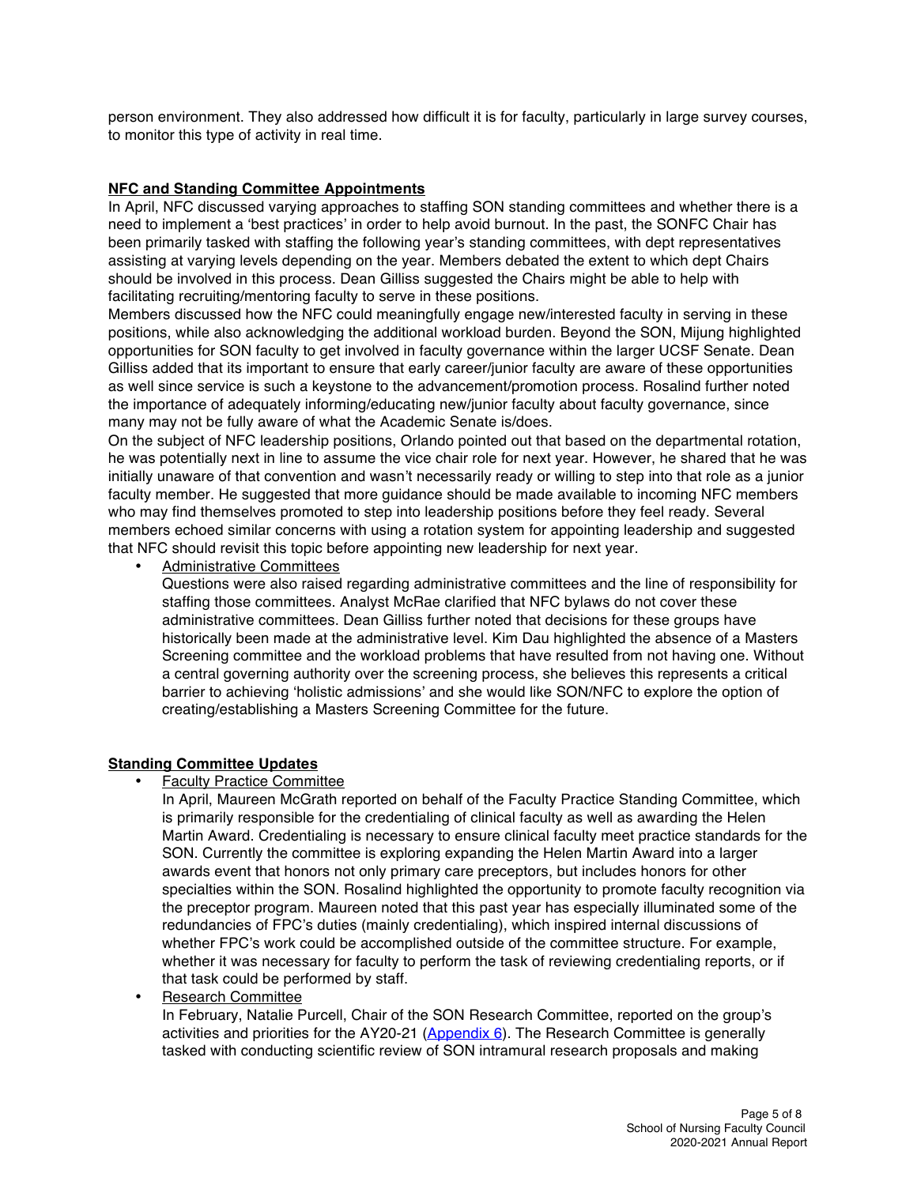person environment. They also addressed how difficult it is for faculty, particularly in large survey courses, to monitor this type of activity in real time.

**NFC and Standing Committee Appointments**

In April, NFC discussed varying approaches to staffing SON standing committees and whether there is a need to implement a 'best practices' in order to help avoid burnout. In the past, the SONFC Chair has been primarily tasked with staffing the following year's standing committees, with dept representatives assisting at varying levels depending on the year. Members debated the extent to which dept Chairs should be involved in this process. Dean Gilliss suggested the Chairs might be able to help with facilitating recruiting/mentoring faculty to serve in these positions.

Members discussed how the NFC could meaningfully engage new/interested faculty in serving in these positions, while also acknowledging the additional workload burden. Beyond the SON, Mijung highlighted opportunities for SON faculty to get involved in faculty governance within the larger UCSF Senate. Dean Gilliss added that its important to ensure that early career/junior faculty are aware of these opportunities as well since service is such a keystone to the advancement/promotion process. Rosalind further noted the importance of adequately informing/educating new/junior faculty about faculty governance, since many may not be fully aware of what the Academic Senate is/does.

On the subject of NFC leadership positions, Orlando pointed out that based on the departmental rotation, he was potentially next in line to assume the vice chair role for next year. However, he shared that he was initially unaware of that convention and wasn't necessarily ready or willing to step into that role as a junior faculty member. He suggested that more guidance should be made available to incoming NFC members who may find themselves promoted to step into leadership positions before they feel ready. Several members echoed similar concerns with using a rotation system for appointing leadership and suggested that NFC should revisit this topic before appointing new leadership for next year.

- Administrative Committees

  Questions were also raised regarding administrative committees and the line of responsibility for staffing those committees. Analyst McRae clarified that NFC bylaws do not cover these administrative committees. Dean Gilliss further noted that decisions for these groups have historically been made at the administrative level. Kim Dau highlighted the absence of a Masters Screening committee and the workload problems that have resulted from not having one. Without a central governing authority over the screening process, she believes this represents a critical barrier to achieving 'holistic admissions' and she would like SON/NFC to explore the option of creating/establishing a Masters Screening Committee for the future.

**Standing Committee Updates**

- Faculty Practice Committee

  In April, Maureen McGrath reported on behalf of the Faculty Practice Standing Committee, which is primarily responsible for the credentialing of clinical faculty as well as awarding the Helen Martin Award. Credentialing is necessary to ensure clinical faculty meet practice standards for the SON. Currently the committee is exploring expanding the Helen Martin Award into a larger awards event that honors not only primary care preceptors, but includes honors for other specialties within the SON. Rosalind highlighted the opportunity to promote faculty recognition via the preceptor program. Maureen noted that this past year has especially illuminated some of the redundancies of FPC's duties (mainly credentialing), which inspired internal discussions of whether FPC's work could be accomplished outside of the committee structure. For example, whether it was necessary for faculty to perform the task of reviewing credentialing reports, or if that task could be performed by staff.

- Research Committee

  In February, Natalie Purcell, Chair of the SON Research Committee, reported on the group's activities and priorities for the AY20-21 (Appendix 6). The Research Committee is generally tasked with conducting scientific review of SON intramural research proposals and making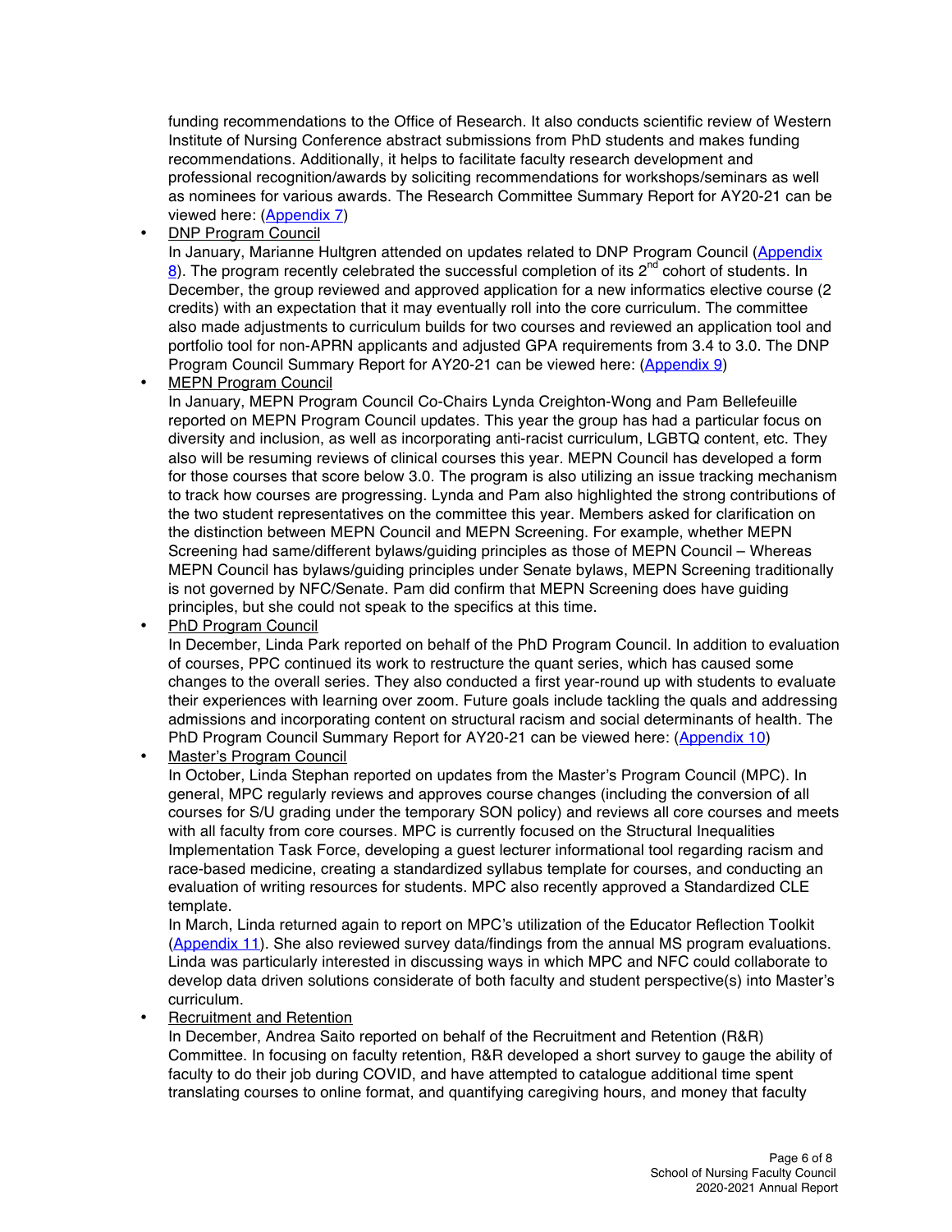funding recommendations to the Office of Research. It also conducts scientific review of Western Institute of Nursing Conference abstract submissions from PhD students and makes funding recommendations. Additionally, it helps to facilitate faculty research development and professional recognition/awards by soliciting recommendations for workshops/seminars as well as nominees for various awards. The Research Committee Summary Report for AY20-21 can be viewed here: (Appendix 7)

- DNP Program Council
  In January, Marianne Hultgren attended on updates related to DNP Program Council (Appendix 8). The program recently celebrated the successful completion of its 2nd cohort of students. In December, the group reviewed and approved application for a new informatics elective course (2 credits) with an expectation that it may eventually roll into the core curriculum. The committee also made adjustments to curriculum builds for two courses and reviewed an application tool and portfolio tool for non-APRN applicants and adjusted GPA requirements from 3.4 to 3.0. The DNP Program Council Summary Report for AY20-21 can be viewed here: (Appendix 9)
- MEPN Program Council
  In January, MEPN Program Council Co-Chairs Lynda Creighton-Wong and Pam Bellefeuille reported on MEPN Program Council updates. This year the group has had a particular focus on diversity and inclusion, as well as incorporating anti-racist curriculum, LGBTQ content, etc. They also will be resuming reviews of clinical courses this year. MEPN Council has developed a form for those courses that score below 3.0. The program is also utilizing an issue tracking mechanism to track how courses are progressing. Lynda and Pam also highlighted the strong contributions of the two student representatives on the committee this year. Members asked for clarification on the distinction between MEPN Council and MEPN Screening. For example, whether MEPN Screening had same/different bylaws/guiding principles as those of MEPN Council – Whereas MEPN Council has bylaws/guiding principles under Senate bylaws, MEPN Screening traditionally is not governed by NFC/Senate. Pam did confirm that MEPN Screening does have guiding principles, but she could not speak to the specifics at this time.
- PhD Program Council
  In December, Linda Park reported on behalf of the PhD Program Council. In addition to evaluation of courses, PPC continued its work to restructure the quant series, which has caused some changes to the overall series. They also conducted a first year-round up with students to evaluate their experiences with learning over zoom. Future goals include tackling the quals and addressing admissions and incorporating content on structural racism and social determinants of health. The PhD Program Council Summary Report for AY20-21 can be viewed here: (Appendix 10)
- Master's Program Council
  In October, Linda Stephan reported on updates from the Master's Program Council (MPC). In general, MPC regularly reviews and approves course changes (including the conversion of all courses for S/U grading under the temporary SON policy) and reviews all core courses and meets with all faculty from core courses. MPC is currently focused on the Structural Inequalities Implementation Task Force, developing a guest lecturer informational tool regarding racism and race-based medicine, creating a standardized syllabus template for courses, and conducting an evaluation of writing resources for students. MPC also recently approved a Standardized CLE template.
  In March, Linda returned again to report on MPC's utilization of the Educator Reflection Toolkit (Appendix 11). She also reviewed survey data/findings from the annual MS program evaluations. Linda was particularly interested in discussing ways in which MPC and NFC could collaborate to develop data driven solutions considerate of both faculty and student perspective(s) into Master's curriculum.
- Recruitment and Retention
  In December, Andrea Saito reported on behalf of the Recruitment and Retention (R&R) Committee. In focusing on faculty retention, R&R developed a short survey to gauge the ability of faculty to do their job during COVID, and have attempted to catalogue additional time spent translating courses to online format, and quantifying caregiving hours, and money that faculty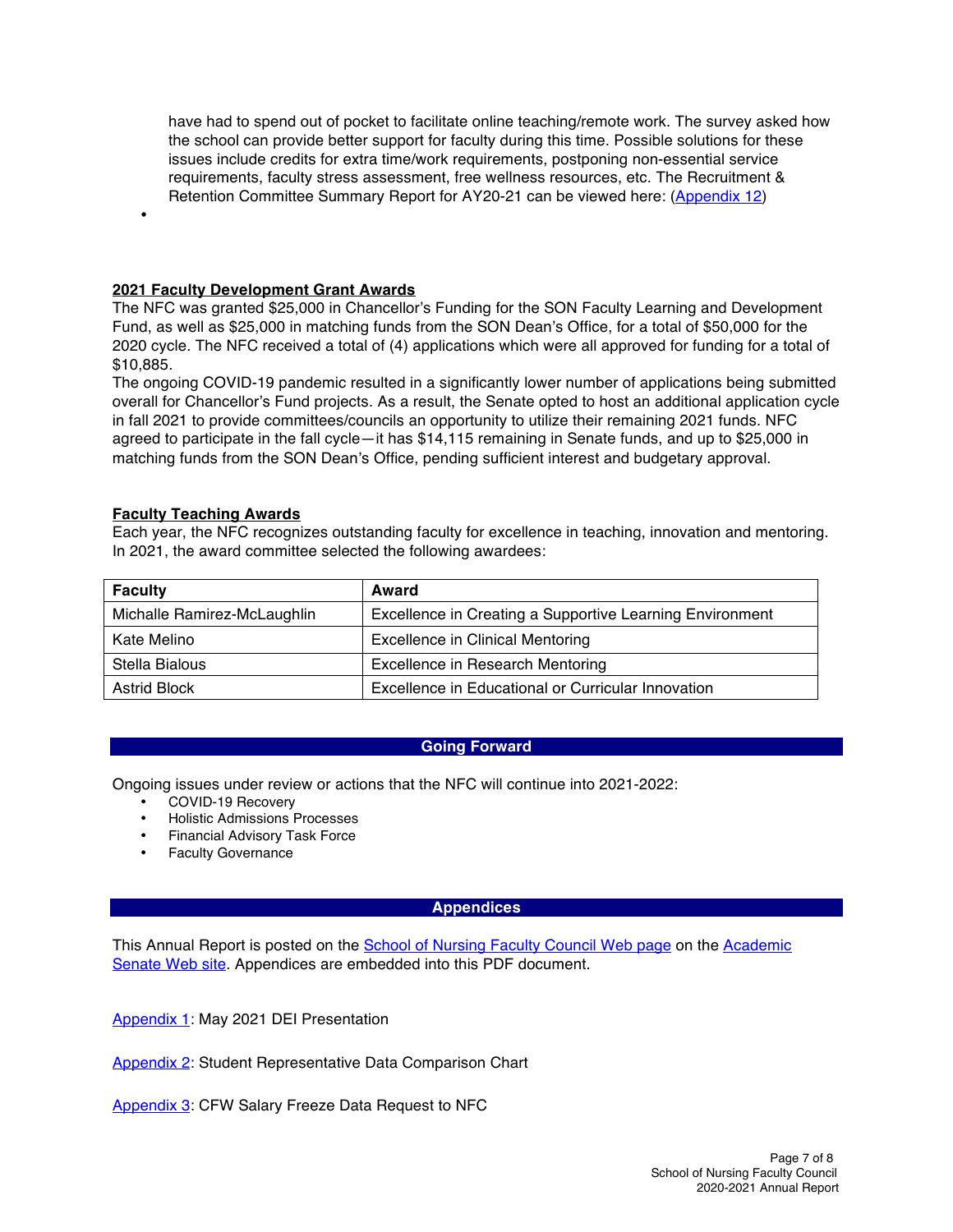have had to spend out of pocket to facilitate online teaching/remote work. The survey asked how the school can provide better support for faculty during this time. Possible solutions for these issues include credits for extra time/work requirements, postponing non-essential service requirements, faculty stress assessment, free wellness resources, etc. The Recruitment & Retention Committee Summary Report for AY20-21 can be viewed here: (Appendix 12)

- 

**2021 Faculty Development Grant Awards**

The NFC was granted $25,000 in Chancellor's Funding for the SON Faculty Learning and Development Fund, as well as $25,000 in matching funds from the SON Dean's Office, for a total of $50,000 for the 2020 cycle. The NFC received a total of (4) applications which were all approved for funding for a total of $10,885.

The ongoing COVID-19 pandemic resulted in a significantly lower number of applications being submitted overall for Chancellor's Fund projects. As a result, the Senate opted to host an additional application cycle in fall 2021 to provide committees/councils an opportunity to utilize their remaining 2021 funds. NFC agreed to participate in the fall cycle—it has $14,115 remaining in Senate funds, and up to $25,000 in matching funds from the SON Dean's Office, pending sufficient interest and budgetary approval.

**Faculty Teaching Awards**

Each year, the NFC recognizes outstanding faculty for excellence in teaching, innovation and mentoring. In 2021, the award committee selected the following awardees:

| Faculty | Award |
|---|---|
| Michalle Ramirez-McLaughlin | Excellence in Creating a Supportive Learning Environment |
| Kate Melino | Excellence in Clinical Mentoring |
| Stella Bialous | Excellence in Research Mentoring |
| Astrid Block | Excellence in Educational or Curricular Innovation |

## Going Forward

Ongoing issues under review or actions that the NFC will continue into 2021-2022:

- COVID-19 Recovery
- Holistic Admissions Processes
- Financial Advisory Task Force
- Faculty Governance

## Appendices

This Annual Report is posted on the School of Nursing Faculty Council Web page on the Academic Senate Web site. Appendices are embedded into this PDF document.

Appendix 1: May 2021 DEI Presentation

Appendix 2: Student Representative Data Comparison Chart

Appendix 3: CFW Salary Freeze Data Request to NFC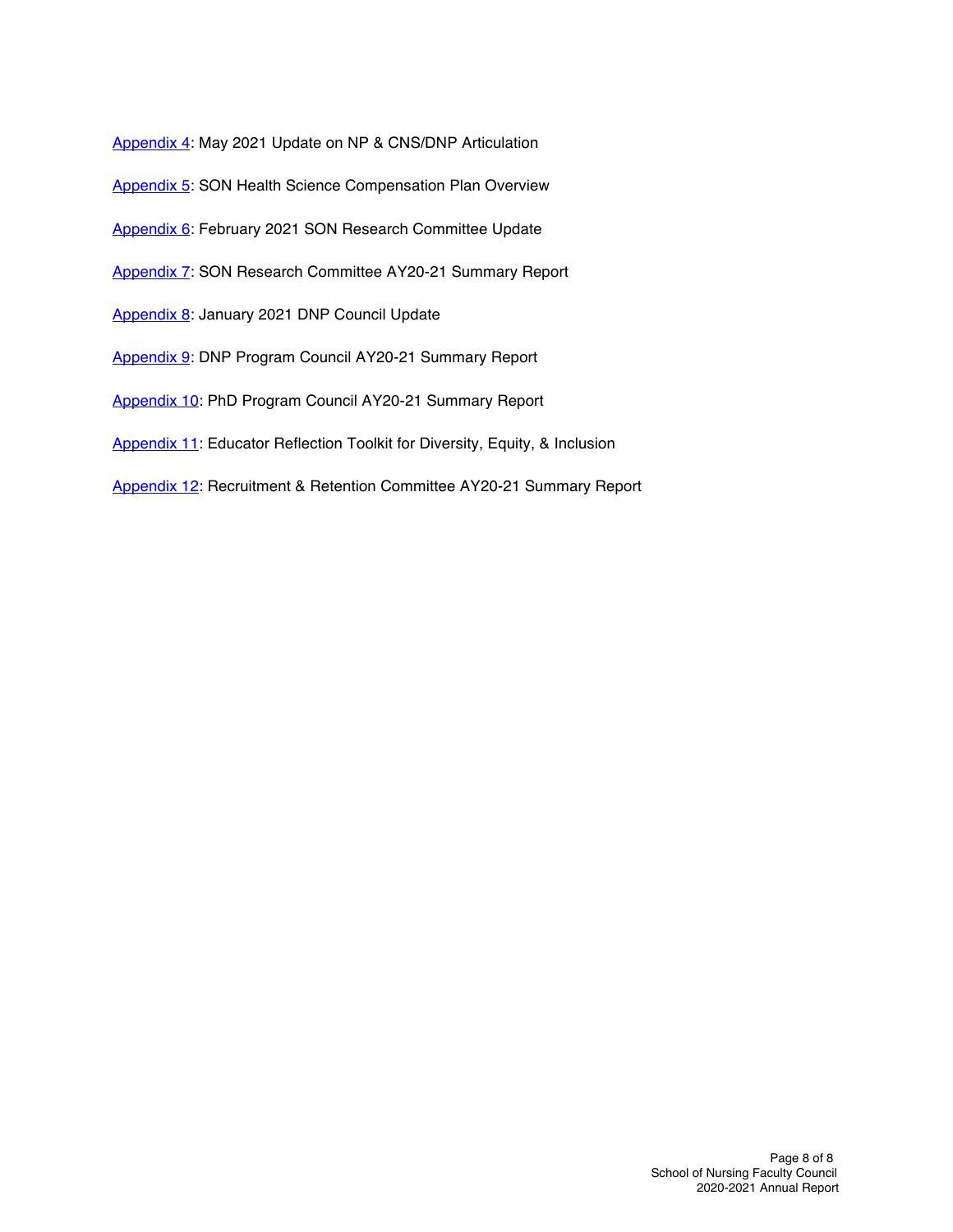Appendix 4: May 2021 Update on NP & CNS/DNP Articulation

Appendix 5: SON Health Science Compensation Plan Overview

Appendix 6: February 2021 SON Research Committee Update

Appendix 7: SON Research Committee AY20-21 Summary Report

Appendix 8: January 2021 DNP Council Update

Appendix 9: DNP Program Council AY20-21 Summary Report

Appendix 10: PhD Program Council AY20-21 Summary Report

Appendix 11: Educator Reflection Toolkit for Diversity, Equity, & Inclusion

Appendix 12: Recruitment & Retention Committee AY20-21 Summary Report